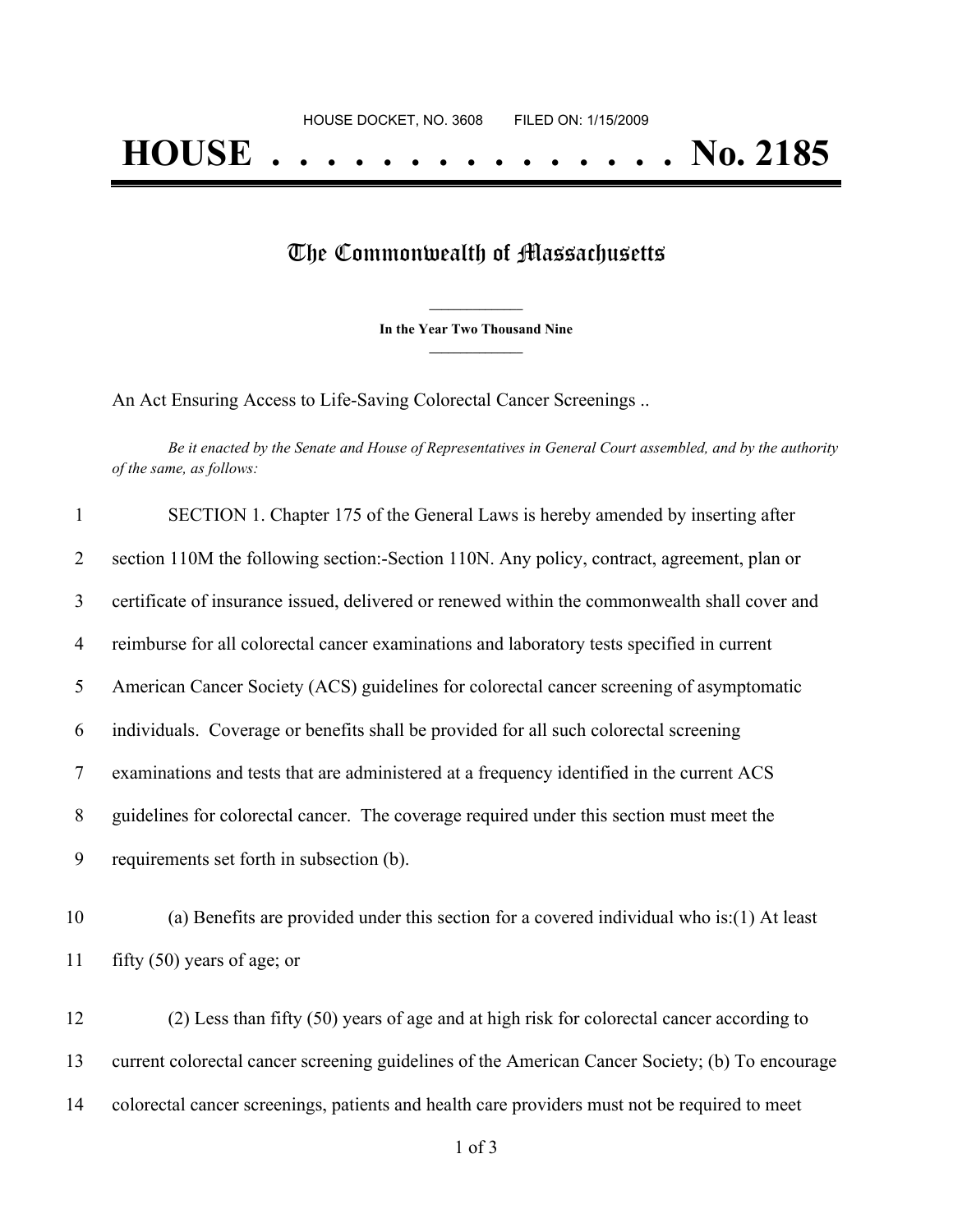HOUSE DOCKET, NO. 3608        FILED ON: 1/15/2009

# HOUSE . . . . . . . . . . . . . . . No. 2185

## The Commonwealth of Massachusetts

**In the Year Two Thousand Nine**

An Act Ensuring Access to Life-Saving Colorectal Cancer Screenings ..

*Be it enacted by the Senate and House of Representatives in General Court assembled, and by the authority of the same, as follows:*

SECTION 1. Chapter 175 of the General Laws is hereby amended by inserting after section 110M the following section:-Section 110N. Any policy, contract, agreement, plan or certificate of insurance issued, delivered or renewed within the commonwealth shall cover and reimburse for all colorectal cancer examinations and laboratory tests specified in current American Cancer Society (ACS) guidelines for colorectal cancer screening of asymptomatic individuals. Coverage or benefits shall be provided for all such colorectal screening examinations and tests that are administered at a frequency identified in the current ACS guidelines for colorectal cancer. The coverage required under this section must meet the requirements set forth in subsection (b).

(a) Benefits are provided under this section for a covered individual who is:(1) At least fifty (50) years of age; or

(2) Less than fifty (50) years of age and at high risk for colorectal cancer according to current colorectal cancer screening guidelines of the American Cancer Society; (b) To encourage colorectal cancer screenings, patients and health care providers must not be required to meet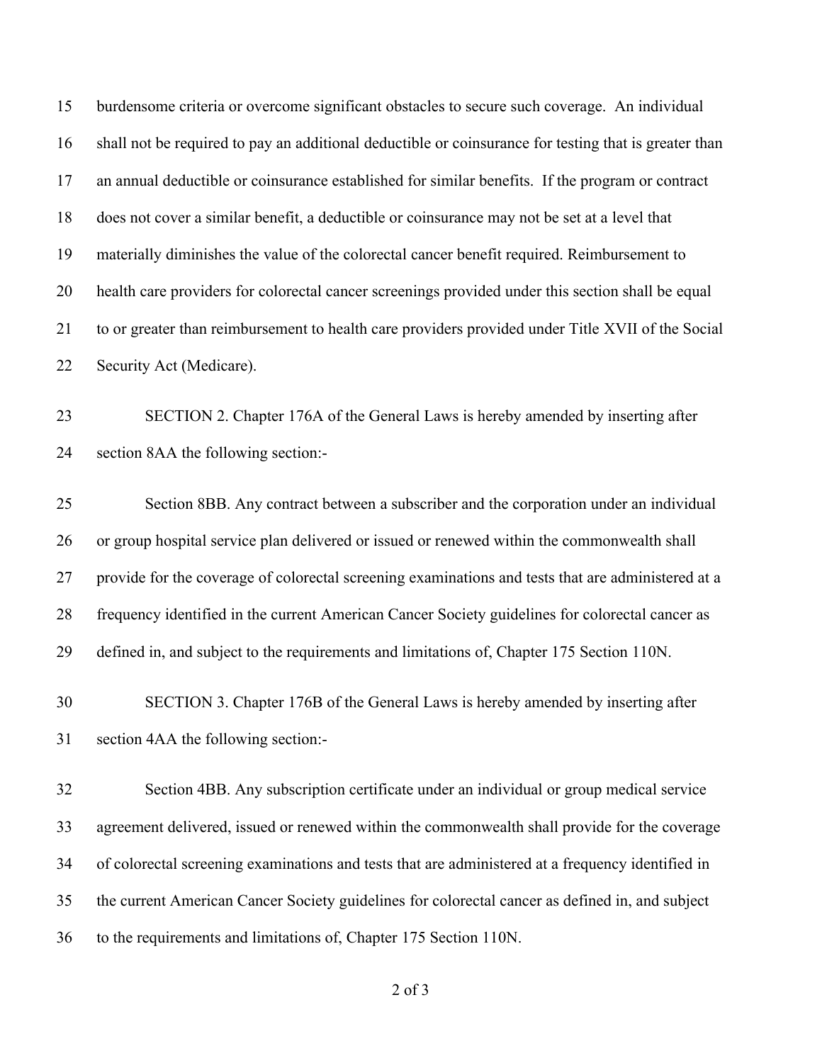burdensome criteria or overcome significant obstacles to secure such coverage. An individual shall not be required to pay an additional deductible or coinsurance for testing that is greater than an annual deductible or coinsurance established for similar benefits. If the program or contract does not cover a similar benefit, a deductible or coinsurance may not be set at a level that materially diminishes the value of the colorectal cancer benefit required. Reimbursement to health care providers for colorectal cancer screenings provided under this section shall be equal to or greater than reimbursement to health care providers provided under Title XVII of the Social Security Act (Medicare).

SECTION 2. Chapter 176A of the General Laws is hereby amended by inserting after section 8AA the following section:-

Section 8BB. Any contract between a subscriber and the corporation under an individual or group hospital service plan delivered or issued or renewed within the commonwealth shall provide for the coverage of colorectal screening examinations and tests that are administered at a frequency identified in the current American Cancer Society guidelines for colorectal cancer as defined in, and subject to the requirements and limitations of, Chapter 175 Section 110N.

SECTION 3. Chapter 176B of the General Laws is hereby amended by inserting after section 4AA the following section:-

Section 4BB. Any subscription certificate under an individual or group medical service agreement delivered, issued or renewed within the commonwealth shall provide for the coverage of colorectal screening examinations and tests that are administered at a frequency identified in the current American Cancer Society guidelines for colorectal cancer as defined in, and subject to the requirements and limitations of, Chapter 175 Section 110N.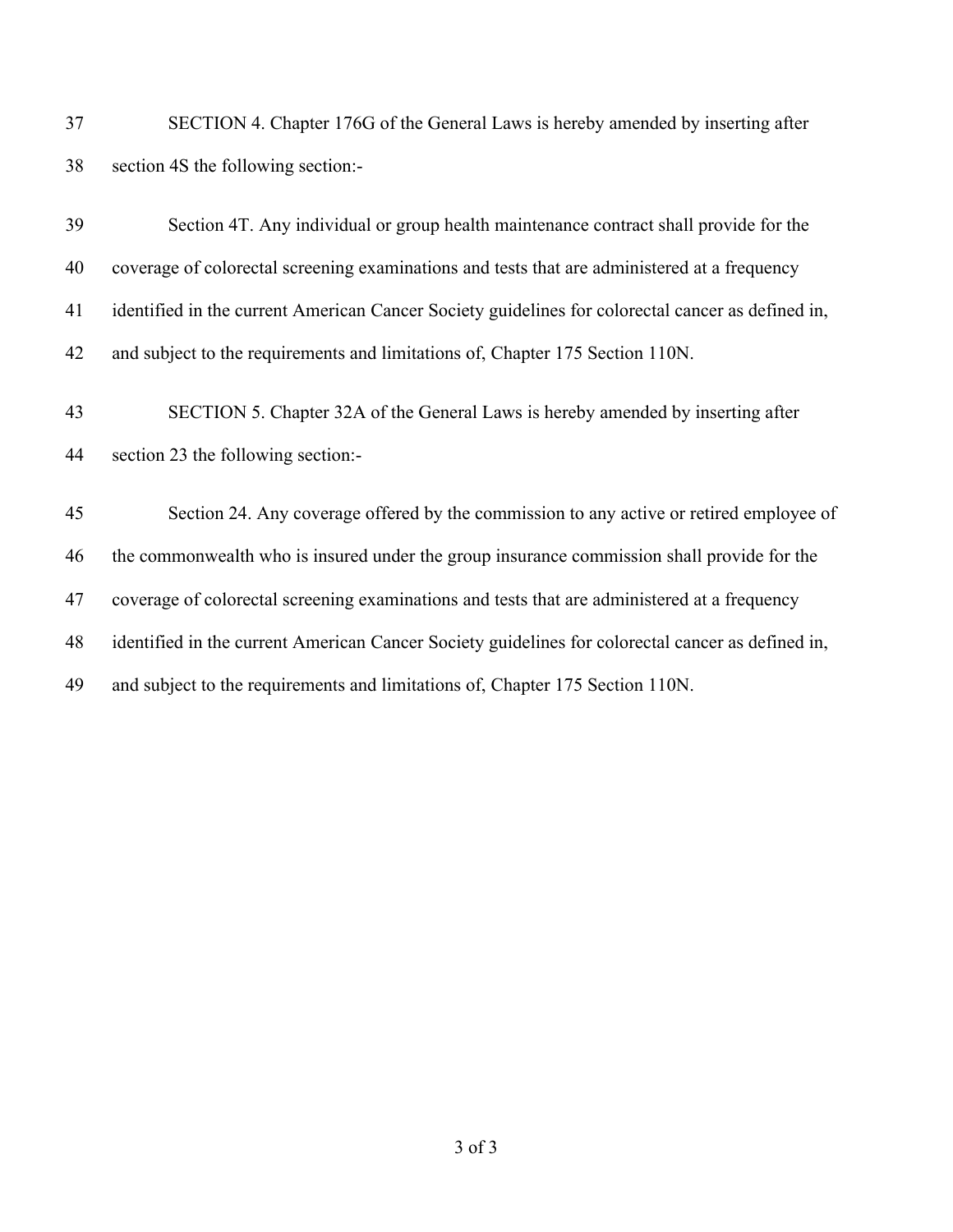SECTION 4. Chapter 176G of the General Laws is hereby amended by inserting after section 4S the following section:-

Section 4T. Any individual or group health maintenance contract shall provide for the coverage of colorectal screening examinations and tests that are administered at a frequency identified in the current American Cancer Society guidelines for colorectal cancer as defined in, and subject to the requirements and limitations of, Chapter 175 Section 110N.

SECTION 5. Chapter 32A of the General Laws is hereby amended by inserting after section 23 the following section:-

Section 24. Any coverage offered by the commission to any active or retired employee of the commonwealth who is insured under the group insurance commission shall provide for the coverage of colorectal screening examinations and tests that are administered at a frequency identified in the current American Cancer Society guidelines for colorectal cancer as defined in, and subject to the requirements and limitations of, Chapter 175 Section 110N.